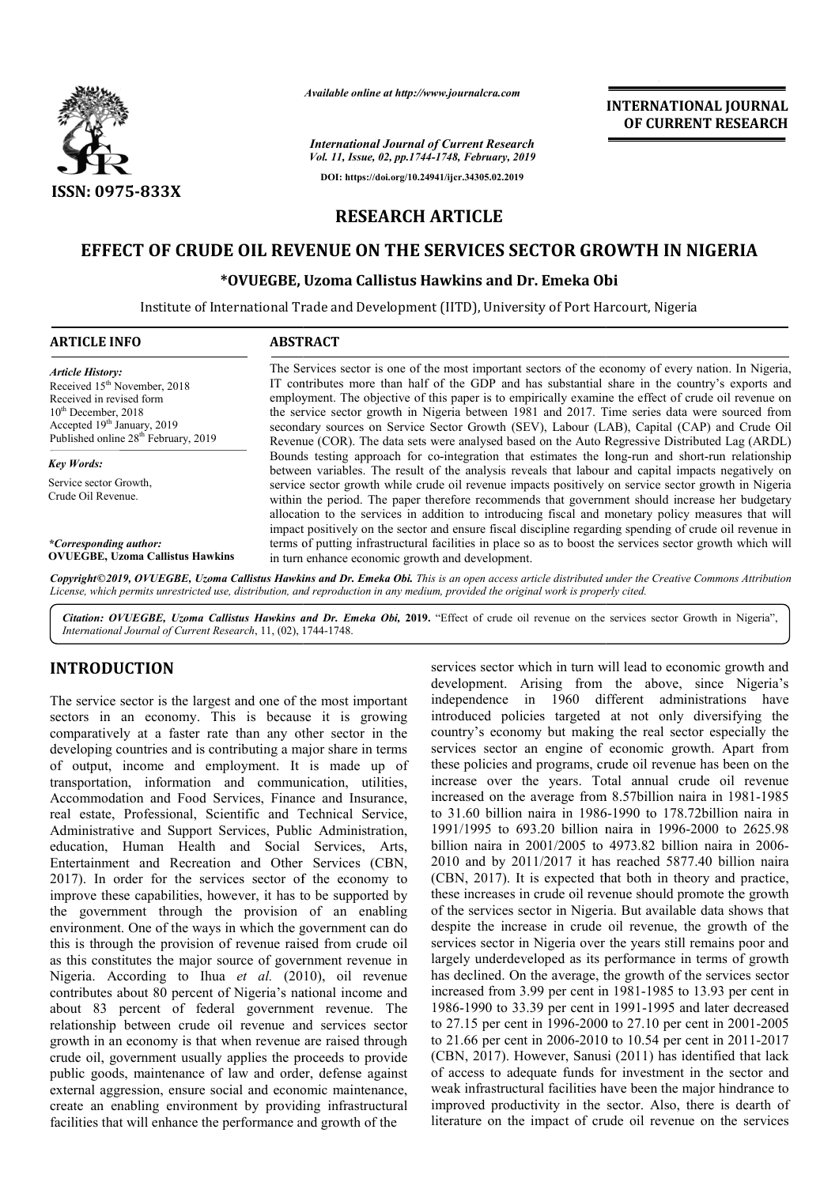*Available online at http://www.journalcra.com*

*International Journal of Current Research*
*Vol. 11, Issue, 02, pp.1744-1748, February, 2019*

**DOI: https://doi.org/10.24941/ijcr.34305.02.2019**

**INTERNATIONAL JOURNAL OF CURRENT RESEARCH**

**ISSN: 0975-833X**

## RESEARCH ARTICLE

# EFFECT OF CRUDE OIL REVENUE ON THE SERVICES SECTOR GROWTH IN NIGERIA

**\*OVUEGBE, Uzoma Callistus Hawkins and Dr. Emeka Obi**

Institute of International Trade and Development (IITD), University of Port Harcourt, Nigeria

### ARTICLE INFO

*Article History:*
Received 15th November, 2018
Received in revised form
10th December, 2018
Accepted 19th January, 2019
Published online 28th February, 2019

*Key Words:*
Service sector Growth,
Crude Oil Revenue.

*\*Corresponding author:*
**OVUEGBE, Uzoma Callistus Hawkins**

### ABSTRACT

The Services sector is one of the most important sectors of the economy of every nation. In Nigeria, IT contributes more than half of the GDP and has substantial share in the country's exports and employment. The objective of this paper is to empirically examine the effect of crude oil revenue on the service sector growth in Nigeria between 1981 and 2017. Time series data were sourced from secondary sources on Service Sector Growth (SEV), Labour (LAB), Capital (CAP) and Crude Oil Revenue (COR). The data sets were analysed based on the Auto Regressive Distributed Lag (ARDL) Bounds testing approach for co-integration that estimates the long-run and short-run relationship between variables. The result of the analysis reveals that labour and capital impacts negatively on service sector growth while crude oil revenue impacts positively on service sector growth in Nigeria within the period. The paper therefore recommends that government should increase her budgetary allocation to the services in addition to introducing fiscal and monetary policy measures that will impact positively on the sector and ensure fiscal discipline regarding spending of crude oil revenue in terms of putting infrastructural facilities in place so as to boost the services sector growth which will in turn enhance economic growth and development.

*Copyright©2019, OVUEGBE, Uzoma Callistus Hawkins and Dr. Emeka Obi. This is an open access article distributed under the Creative Commons Attribution License, which permits unrestricted use, distribution, and reproduction in any medium, provided the original work is properly cited.*

***Citation:** OVUEGBE, Uzoma Callistus Hawkins and Dr. Emeka Obi,* **2019.** "Effect of crude oil revenue on the services sector Growth in Nigeria", *International Journal of Current Research*, 11, (02), 1744-1748.

## INTRODUCTION

The service sector is the largest and one of the most important sectors in an economy. This is because it is growing comparatively at a faster rate than any other sector in the developing countries and is contributing a major share in terms of output, income and employment. It is made up of transportation, information and communication, utilities, Accommodation and Food Services, Finance and Insurance, real estate, Professional, Scientific and Technical Service, Administrative and Support Services, Public Administration, education, Human Health and Social Services, Arts, Entertainment and Recreation and Other Services (CBN, 2017). In order for the services sector of the economy to improve these capabilities, however, it has to be supported by the government through the provision of an enabling environment. One of the ways in which the government can do this is through the provision of revenue raised from crude oil as this constitutes the major source of government revenue in Nigeria. According to Ihua *et al.* (2010), oil revenue contributes about 80 percent of Nigeria's national income and about 83 percent of federal government revenue. The relationship between crude oil revenue and services sector growth in an economy is that when revenue are raised through crude oil, government usually applies the proceeds to provide public goods, maintenance of law and order, defense against external aggression, ensure social and economic maintenance, create an enabling environment by providing infrastructural facilities that will enhance the performance and growth of the services sector which in turn will lead to economic growth and development. Arising from the above, since Nigeria's independence in 1960 different administrations have introduced policies targeted at not only diversifying the country's economy but making the real sector especially the services sector an engine of economic growth. Apart from these policies and programs, crude oil revenue has been on the increase over the years. Total annual crude oil revenue increased on the average from 8.57billion naira in 1981-1985 to 31.60 billion naira in 1986-1990 to 178.72billion naira in 1991/1995 to 693.20 billion naira in 1996-2000 to 2625.98 billion naira in 2001/2005 to 4973.82 billion naira in 2006-2010 and by 2011/2017 it has reached 5877.40 billion naira (CBN, 2017). It is expected that both in theory and practice, these increases in crude oil revenue should promote the growth of the services sector in Nigeria. But available data shows that despite the increase in crude oil revenue, the growth of the services sector in Nigeria over the years still remains poor and largely underdeveloped as its performance in terms of growth has declined. On the average, the growth of the services sector increased from 3.99 per cent in 1981-1985 to 13.93 per cent in 1986-1990 to 33.39 per cent in 1991-1995 and later decreased to 27.15 per cent in 1996-2000 to 27.10 per cent in 2001-2005 to 21.66 per cent in 2006-2010 to 10.54 per cent in 2011-2017 (CBN, 2017). However, Sanusi (2011) has identified that lack of access to adequate funds for investment in the sector and weak infrastructural facilities have been the major hindrance to improved productivity in the sector. Also, there is dearth of literature on the impact of crude oil revenue on the services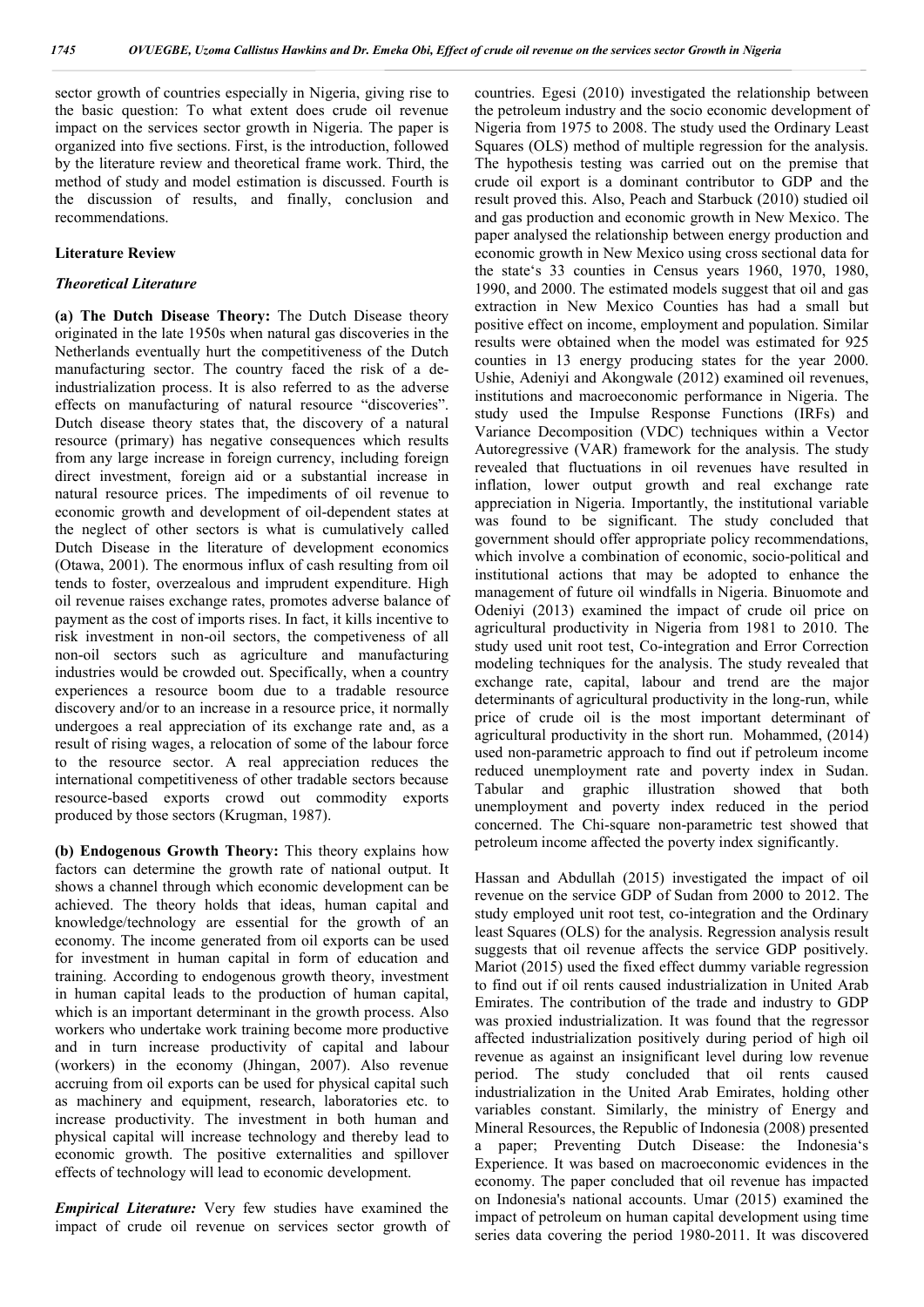sector growth of countries especially in Nigeria, giving rise to the basic question: To what extent does crude oil revenue impact on the services sector growth in Nigeria. The paper is organized into five sections. First, is the introduction, followed by the literature review and theoretical frame work. Third, the method of study and model estimation is discussed. Fourth is the discussion of results, and finally, conclusion and recommendations.

## Literature Review

### *Theoretical Literature*

**(a) The Dutch Disease Theory:** The Dutch Disease theory originated in the late 1950s when natural gas discoveries in the Netherlands eventually hurt the competitiveness of the Dutch manufacturing sector. The country faced the risk of a de-industrialization process. It is also referred to as the adverse effects on manufacturing of natural resource "discoveries". Dutch disease theory states that, the discovery of a natural resource (primary) has negative consequences which results from any large increase in foreign currency, including foreign direct investment, foreign aid or a substantial increase in natural resource prices. The impediments of oil revenue to economic growth and development of oil-dependent states at the neglect of other sectors is what is cumulatively called Dutch Disease in the literature of development economics (Otawa, 2001). The enormous influx of cash resulting from oil tends to foster, overzealous and imprudent expenditure. High oil revenue raises exchange rates, promotes adverse balance of payment as the cost of imports rises. In fact, it kills incentive to risk investment in non-oil sectors, the competiveness of all non-oil sectors such as agriculture and manufacturing industries would be crowded out. Specifically, when a country experiences a resource boom due to a tradable resource discovery and/or to an increase in a resource price, it normally undergoes a real appreciation of its exchange rate and, as a result of rising wages, a relocation of some of the labour force to the resource sector. A real appreciation reduces the international competitiveness of other tradable sectors because resource-based exports crowd out commodity exports produced by those sectors (Krugman, 1987).

**(b) Endogenous Growth Theory:** This theory explains how factors can determine the growth rate of national output. It shows a channel through which economic development can be achieved. The theory holds that ideas, human capital and knowledge/technology are essential for the growth of an economy. The income generated from oil exports can be used for investment in human capital in form of education and training. According to endogenous growth theory, investment in human capital leads to the production of human capital, which is an important determinant in the growth process. Also workers who undertake work training become more productive and in turn increase productivity of capital and labour (workers) in the economy (Jhingan, 2007). Also revenue accruing from oil exports can be used for physical capital such as machinery and equipment, research, laboratories etc. to increase productivity. The investment in both human and physical capital will increase technology and thereby lead to economic growth. The positive externalities and spillover effects of technology will lead to economic development.

***Empirical Literature:*** Very few studies have examined the impact of crude oil revenue on services sector growth of countries. Egesi (2010) investigated the relationship between the petroleum industry and the socio economic development of Nigeria from 1975 to 2008. The study used the Ordinary Least Squares (OLS) method of multiple regression for the analysis. The hypothesis testing was carried out on the premise that crude oil export is a dominant contributor to GDP and the result proved this. Also, Peach and Starbuck (2010) studied oil and gas production and economic growth in New Mexico. The paper analysed the relationship between energy production and economic growth in New Mexico using cross sectional data for the state's 33 counties in Census years 1960, 1970, 1980, 1990, and 2000. The estimated models suggest that oil and gas extraction in New Mexico Counties has had a small but positive effect on income, employment and population. Similar results were obtained when the model was estimated for 925 counties in 13 energy producing states for the year 2000. Ushie, Adeniyi and Akongwale (2012) examined oil revenues, institutions and macroeconomic performance in Nigeria. The study used the Impulse Response Functions (IRFs) and Variance Decomposition (VDC) techniques within a Vector Autoregressive (VAR) framework for the analysis. The study revealed that fluctuations in oil revenues have resulted in inflation, lower output growth and real exchange rate appreciation in Nigeria. Importantly, the institutional variable was found to be significant. The study concluded that government should offer appropriate policy recommendations, which involve a combination of economic, socio-political and institutional actions that may be adopted to enhance the management of future oil windfalls in Nigeria. Binuomote and Odeniyi (2013) examined the impact of crude oil price on agricultural productivity in Nigeria from 1981 to 2010. The study used unit root test, Co-integration and Error Correction modeling techniques for the analysis. The study revealed that exchange rate, capital, labour and trend are the major determinants of agricultural productivity in the long-run, while price of crude oil is the most important determinant of agricultural productivity in the short run. Mohammed, (2014) used non-parametric approach to find out if petroleum income reduced unemployment rate and poverty index in Sudan. Tabular and graphic illustration showed that both unemployment and poverty index reduced in the period concerned. The Chi-square non-parametric test showed that petroleum income affected the poverty index significantly.

Hassan and Abdullah (2015) investigated the impact of oil revenue on the service GDP of Sudan from 2000 to 2012. The study employed unit root test, co-integration and the Ordinary least Squares (OLS) for the analysis. Regression analysis result suggests that oil revenue affects the service GDP positively. Mariot (2015) used the fixed effect dummy variable regression to find out if oil rents caused industrialization in United Arab Emirates. The contribution of the trade and industry to GDP was proxied industrialization. It was found that the regressor affected industrialization positively during period of high oil revenue as against an insignificant level during low revenue period. The study concluded that oil rents caused industrialization in the United Arab Emirates, holding other variables constant. Similarly, the ministry of Energy and Mineral Resources, the Republic of Indonesia (2008) presented a paper; Preventing Dutch Disease: the Indonesia's Experience. It was based on macroeconomic evidences in the economy. The paper concluded that oil revenue has impacted on Indonesia's national accounts. Umar (2015) examined the impact of petroleum on human capital development using time series data covering the period 1980-2011. It was discovered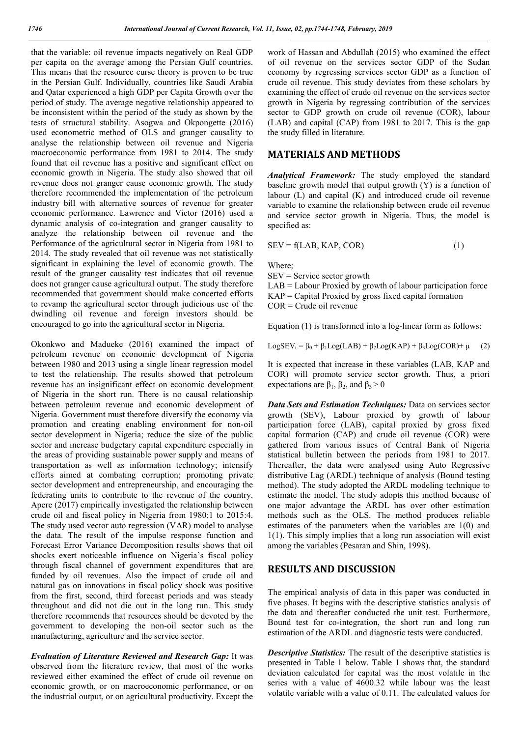that the variable: oil revenue impacts negatively on Real GDP per capita on the average among the Persian Gulf countries. This means that the resource curse theory is proven to be true in the Persian Gulf. Individually, countries like Saudi Arabia and Qatar experienced a high GDP per Capita Growth over the period of study. The average negative relationship appeared to be inconsistent within the period of the study as shown by the tests of structural stability. Asogwa and Okpongette (2016) used econometric method of OLS and granger causality to analyse the relationship between oil revenue and Nigeria macroeconomic performance from 1981 to 2014. The study found that oil revenue has a positive and significant effect on economic growth in Nigeria. The study also showed that oil revenue does not granger cause economic growth. The study therefore recommended the implementation of the petroleum industry bill with alternative sources of revenue for greater economic performance. Lawrence and Victor (2016) used a dynamic analysis of co-integration and granger causality to analyze the relationship between oil revenue and the Performance of the agricultural sector in Nigeria from 1981 to 2014. The study revealed that oil revenue was not statistically significant in explaining the level of economic growth. The result of the granger causality test indicates that oil revenue does not granger cause agricultural output. The study therefore recommended that government should make concerted efforts to revamp the agricultural sector through judicious use of the dwindling oil revenue and foreign investors should be encouraged to go into the agricultural sector in Nigeria.

Okonkwo and Madueke (2016) examined the impact of petroleum revenue on economic development of Nigeria between 1980 and 2013 using a single linear regression model to test the relationship. The results showed that petroleum revenue has an insignificant effect on economic development of Nigeria in the short run. There is no causal relationship between petroleum revenue and economic development of Nigeria. Government must therefore diversify the economy via promotion and creating enabling environment for non-oil sector development in Nigeria; reduce the size of the public sector and increase budgetary capital expenditure especially in the areas of providing sustainable power supply and means of transportation as well as information technology; intensify efforts aimed at combating corruption; promoting private sector development and entrepreneurship, and encouraging the federating units to contribute to the revenue of the country. Apere (2017) empirically investigated the relationship between crude oil and fiscal policy in Nigeria from 1980:1 to 2015:4. The study used vector auto regression (VAR) model to analyse the data. The result of the impulse response function and Forecast Error Variance Decomposition results shows that oil shocks exert noticeable influence on Nigeria's fiscal policy through fiscal channel of government expenditures that are funded by oil revenues. Also the impact of crude oil and natural gas on innovations in fiscal policy shock was positive from the first, second, third forecast periods and was steady throughout and did not die out in the long run. This study therefore recommends that resources should be devoted by the government to developing the non-oil sector such as the manufacturing, agriculture and the service sector.

***Evaluation of Literature Reviewed and Research Gap:*** It was observed from the literature review, that most of the works reviewed either examined the effect of crude oil revenue on economic growth, or on macroeconomic performance, or on the industrial output, or on agricultural productivity. Except the work of Hassan and Abdullah (2015) who examined the effect of oil revenue on the services sector GDP of the Sudan economy by regressing services sector GDP as a function of crude oil revenue. This study deviates from these scholars by examining the effect of crude oil revenue on the services sector growth in Nigeria by regressing contribution of the services sector to GDP growth on crude oil revenue (COR), labour (LAB) and capital (CAP) from 1981 to 2017. This is the gap the study filled in literature.

## MATERIALS AND METHODS

***Analytical Framework:*** The study employed the standard baseline growth model that output growth (Y) is a function of labour (L) and capital (K) and introduced crude oil revenue variable to examine the relationship between crude oil revenue and service sector growth in Nigeria. Thus, the model is specified as:

$$SEV = f(LAB, KAP, COR) \quad (1)$$

Where;

SEV = Service sector growth
LAB = Labour Proxied by growth of labour participation force
KAP = Capital Proxied by gross fixed capital formation
COR = Crude oil revenue

Equation (1) is transformed into a log-linear form as follows:

$$LogSEV_t = \beta_0 + \beta_1 Log(LAB) + \beta_2 Log(KAP) + \beta_3 Log(COR) + \mu \quad (2)$$

It is expected that increase in these variables (LAB, KAP and COR) will promote service sector growth. Thus, a priori expectations are $\beta_1$, $\beta_2$, and $\beta_3 > 0$

***Data Sets and Estimation Techniques:*** Data on services sector growth (SEV), Labour proxied by growth of labour participation force (LAB), capital proxied by gross fixed capital formation (CAP) and crude oil revenue (COR) were gathered from various issues of Central Bank of Nigeria statistical bulletin between the periods from 1981 to 2017. Thereafter, the data were analysed using Auto Regressive distributive Lag (ARDL) technique of analysis (Bound testing method). The study adopted the ARDL modeling technique to estimate the model. The study adopts this method because of one major advantage the ARDL has over other estimation methods such as the OLS. The method produces reliable estimates of the parameters when the variables are 1(0) and 1(1). This simply implies that a long run association will exist among the variables (Pesaran and Shin, 1998).

## RESULTS AND DISCUSSION

The empirical analysis of data in this paper was conducted in five phases. It begins with the descriptive statistics analysis of the data and thereafter conducted the unit test. Furthermore, Bound test for co-integration, the short run and long run estimation of the ARDL and diagnostic tests were conducted.

***Descriptive Statistics:*** The result of the descriptive statistics is presented in Table 1 below. Table 1 shows that, the standard deviation calculated for capital was the most volatile in the series with a value of 4600.32 while labour was the least volatile variable with a value of 0.11. The calculated values for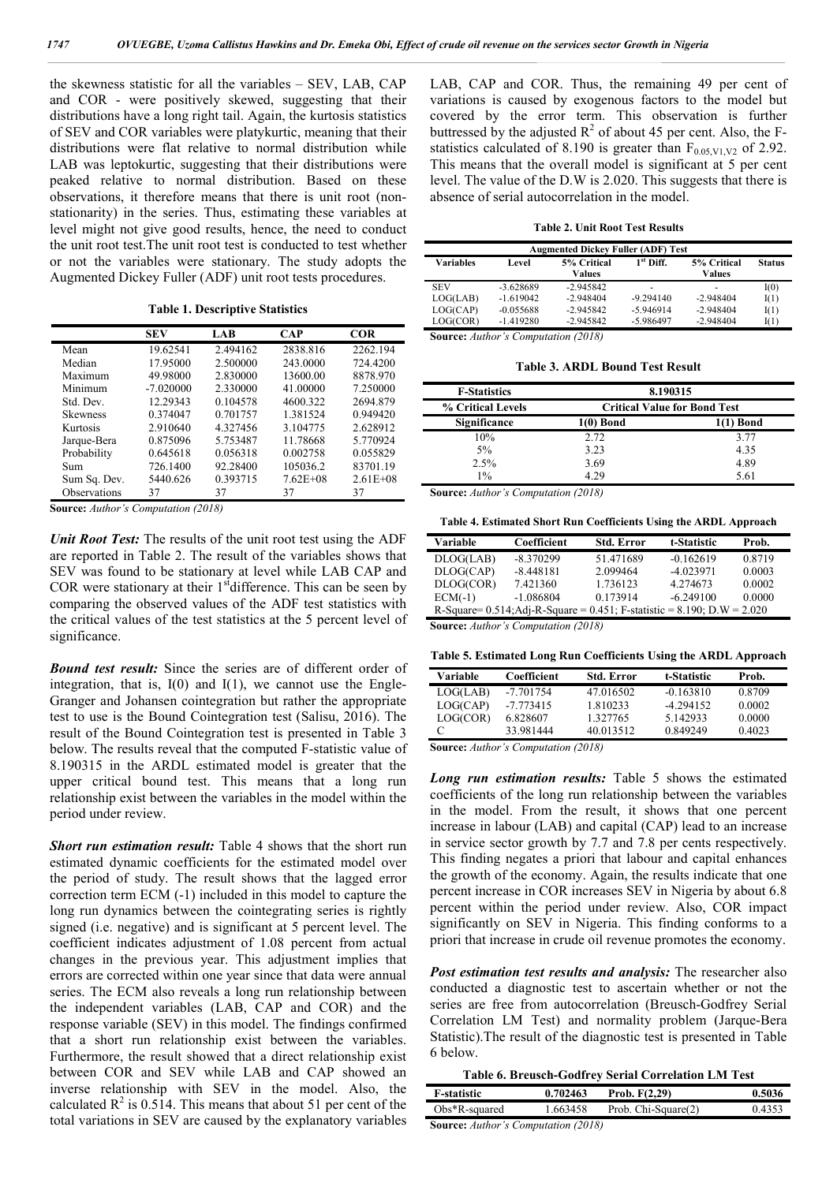the skewness statistic for all the variables – SEV, LAB, CAP and COR - were positively skewed, suggesting that their distributions have a long right tail. Again, the kurtosis statistics of SEV and COR variables were platykurtic, meaning that their distributions were flat relative to normal distribution while LAB was leptokurtic, suggesting that their distributions were peaked relative to normal distribution. Based on these observations, it therefore means that there is unit root (non-stationarity) in the series. Thus, estimating these variables at level might not give good results, hence, the need to conduct the unit root test.The unit root test is conducted to test whether or not the variables were stationary. The study adopts the Augmented Dickey Fuller (ADF) unit root tests procedures.

**Table 1. Descriptive Statistics**

| | SEV | LAB | CAP | COR |
|---|---|---|---|---|
| Mean | 19.62541 | 2.494162 | 2838.816 | 2262.194 |
| Median | 17.95000 | 2.500000 | 243.0000 | 724.4200 |
| Maximum | 49.98000 | 2.830000 | 13600.00 | 8878.970 |
| Minimum | -7.020000 | 2.330000 | 41.00000 | 7.250000 |
| Std. Dev. | 12.29343 | 0.104578 | 4600.322 | 2694.879 |
| Skewness | 0.374047 | 0.701757 | 1.381524 | 0.949420 |
| Kurtosis | 2.910640 | 4.327456 | 3.104775 | 2.628912 |
| Jarque-Bera | 0.875096 | 5.753487 | 11.78668 | 5.770924 |
| Probability | 0.645618 | 0.056318 | 0.002758 | 0.055829 |
| Sum | 726.1400 | 92.28400 | 105036.2 | 83701.19 |
| Sum Sq. Dev. | 5440.626 | 0.393715 | 7.62E+08 | 2.61E+08 |
| Observations | 37 | 37 | 37 | 37 |

**Source:** *Author's Computation (2018)*

***Unit Root Test:*** The results of the unit root test using the ADF are reported in Table 2. The result of the variables shows that SEV was found to be stationary at level while LAB CAP and COR were stationary at their 1st difference. This can be seen by comparing the observed values of the ADF test statistics with the critical values of the test statistics at the 5 percent level of significance.

***Bound test result:*** Since the series are of different order of integration, that is, I(0) and I(1), we cannot use the Engle-Granger and Johansen cointegration but rather the appropriate test to use is the Bound Cointegration test (Salisu, 2016). The result of the Bound Cointegration test is presented in Table 3 below. The results reveal that the computed F-statistic value of 8.190315 in the ARDL estimated model is greater that the upper critical bound test. This means that a long run relationship exist between the variables in the model within the period under review.

***Short run estimation result:*** Table 4 shows that the short run estimated dynamic coefficients for the estimated model over the period of study. The result shows that the lagged error correction term ECM (-1) included in this model to capture the long run dynamics between the cointegrating series is rightly signed (i.e. negative) and is significant at 5 percent level. The coefficient indicates adjustment of 1.08 percent from actual changes in the previous year. This adjustment implies that errors are corrected within one year since that data were annual series. The ECM also reveals a long run relationship between the independent variables (LAB, CAP and COR) and the response variable (SEV) in this model. The findings confirmed that a short run relationship exist between the variables. Furthermore, the result showed that a direct relationship exist between COR and SEV while LAB and CAP showed an inverse relationship with SEV in the model. Also, the calculated $R^2$ is 0.514. This means that about 51 per cent of the total variations in SEV are caused by the explanatory variables LAB, CAP and COR. Thus, the remaining 49 per cent of variations is caused by exogenous factors to the model but covered by the error term. This observation is further buttressed by the adjusted $R^2$ of about 45 per cent. Also, the F-statistics calculated of 8.190 is greater than $F_{0.05,V1,V2}$ of 2.92. This means that the overall model is significant at 5 per cent level. The value of the D.W is 2.020. This suggests that there is absence of serial autocorrelation in the model.

**Table 2. Unit Root Test Results**

| Augmented Dickey Fuller (ADF) Test | | | | | |
|---|---|---|---|---|---|
| Variables | Level | 5% Critical Values | 1st Diff. | 5% Critical Values | Status |
| SEV | -3.628689 | -2.945842 | - | - | I(0) |
| LOG(LAB) | -1.619042 | -2.948404 | -9.294140 | -2.948404 | I(1) |
| LOG(CAP) | -0.055688 | -2.945842 | -5.946914 | -2.948404 | I(1) |
| LOG(COR) | -1.419280 | -2.945842 | -5.986497 | -2.948404 | I(1) |

**Source:** *Author's Computation (2018)*

**Table 3. ARDL Bound Test Result**

| F-Statistics | 8.190315 | |
|---|---|---|
| % Critical Levels | Critical Value for Bond Test | |
| Significance | I(0) Bond | I(1) Bond |
| 10% | 2.72 | 3.77 |
| 5% | 3.23 | 4.35 |
| 2.5% | 3.69 | 4.89 |
| 1% | 4.29 | 5.61 |

**Source:** *Author's Computation (2018)*

**Table 4. Estimated Short Run Coefficients Using the ARDL Approach**

| Variable | Coefficient | Std. Error | t-Statistic | Prob. |
|---|---|---|---|---|
| DLOG(LAB) | -8.370299 | 51.471689 | -0.162619 | 0.8719 |
| DLOG(CAP) | -8.448181 | 2.099464 | -4.023971 | 0.0003 |
| DLOG(COR) | 7.421360 | 1.736123 | 4.274673 | 0.0002 |
| ECM(-1) | -1.086804 | 0.173914 | -6.249100 | 0.0000 |
| R-Square= 0.514;Adj-R-Square = 0.451; F-statistic = 8.190; D.W = 2.020 | | | | |

**Source:** *Author's Computation (2018)*

**Table 5. Estimated Long Run Coefficients Using the ARDL Approach**

| Variable | Coefficient | Std. Error | t-Statistic | Prob. |
|---|---|---|---|---|
| LOG(LAB) | -7.701754 | 47.016502 | -0.163810 | 0.8709 |
| LOG(CAP) | -7.773415 | 1.810233 | -4.294152 | 0.0002 |
| LOG(COR) | 6.828607 | 1.327765 | 5.142933 | 0.0000 |
| C | 33.981444 | 40.013512 | 0.849249 | 0.4023 |

**Source:** *Author's Computation (2018)*

***Long run estimation results:*** Table 5 shows the estimated coefficients of the long run relationship between the variables in the model. From the result, it shows that one percent increase in labour (LAB) and capital (CAP) lead to an increase in service sector growth by 7.7 and 7.8 per cents respectively. This finding negates a priori that labour and capital enhances the growth of the economy. Again, the results indicate that one percent increase in COR increases SEV in Nigeria by about 6.8 percent within the period under review. Also, COR impact significantly on SEV in Nigeria. This finding conforms to a priori that increase in crude oil revenue promotes the economy.

***Post estimation test results and analysis:*** The researcher also conducted a diagnostic test to ascertain whether or not the series are free from autocorrelation (Breusch-Godfrey Serial Correlation LM Test) and normality problem (Jarque-Bera Statistic).The result of the diagnostic test is presented in Table 6 below.

**Table 6. Breusch-Godfrey Serial Correlation LM Test**

| F-statistic | 0.702463 | Prob. F(2,29) | 0.5036 |
|---|---|---|---|
| Obs*R-squared | 1.663458 | Prob. Chi-Square(2) | 0.4353 |

**Source:** *Author's Computation (2018)*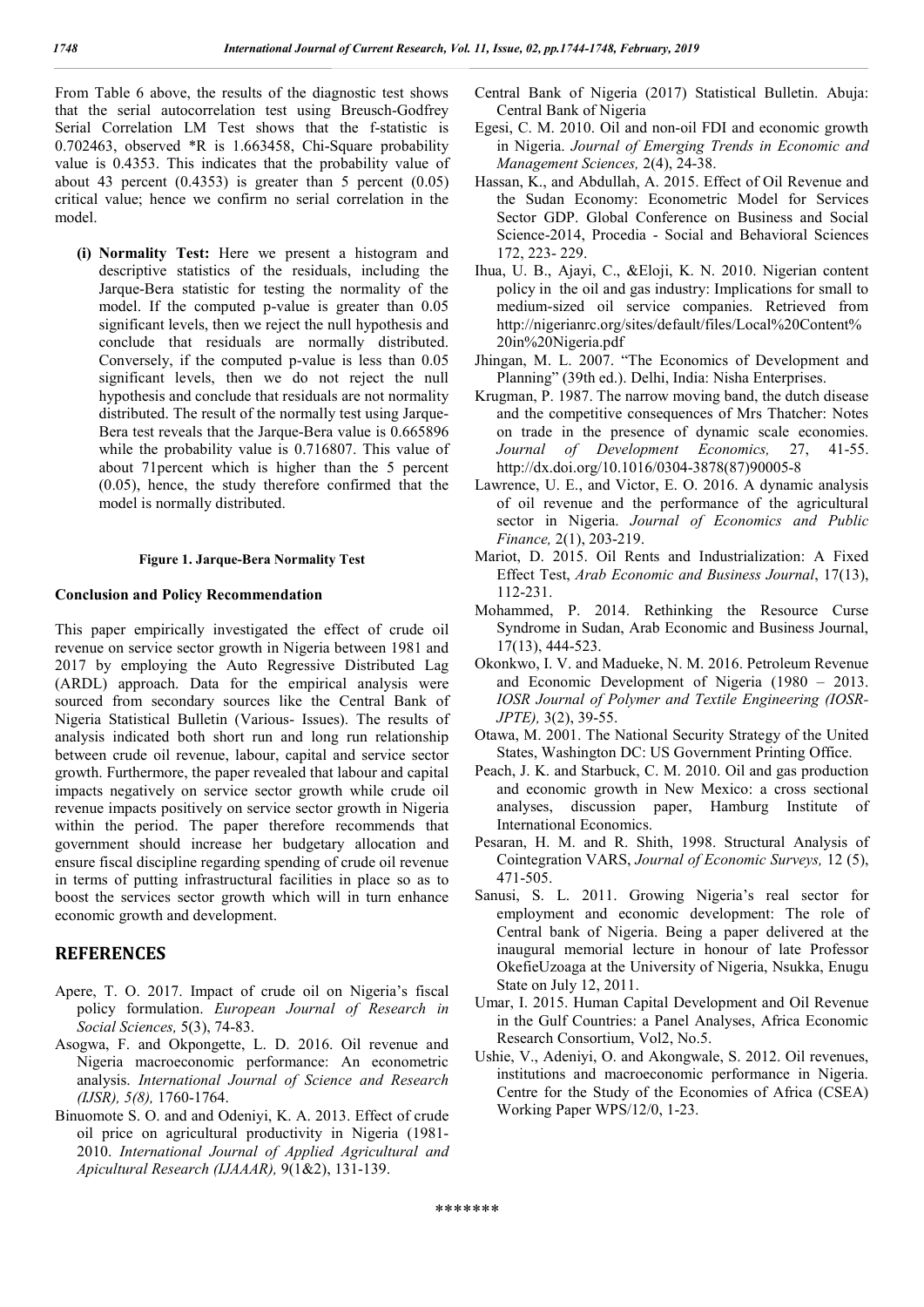From Table 6 above, the results of the diagnostic test shows that the serial autocorrelation test using Breusch-Godfrey Serial Correlation LM Test shows that the f-statistic is 0.702463, observed *R is 1.663458, Chi-Square probability value is 0.4353. This indicates that the probability value of about 43 percent (0.4353) is greater than 5 percent (0.05) critical value; hence we confirm no serial correlation in the model.

**(i) Normality Test:** Here we present a histogram and descriptive statistics of the residuals, including the Jarque-Bera statistic for testing the normality of the model. If the computed p-value is greater than 0.05 significant levels, then we reject the null hypothesis and conclude that residuals are normally distributed. Conversely, if the computed p-value is less than 0.05 significant levels, then we do not reject the null hypothesis and conclude that residuals are not normality distributed. The result of the normally test using Jarque-Bera test reveals that the Jarque-Bera value is 0.665896 while the probability value is 0.716807. This value of about 71percent which is higher than the 5 percent (0.05), hence, the study therefore confirmed that the model is normally distributed.

**Figure 1. Jarque-Bera Normality Test**

**Conclusion and Policy Recommendation**

This paper empirically investigated the effect of crude oil revenue on service sector growth in Nigeria between 1981 and 2017 by employing the Auto Regressive Distributed Lag (ARDL) approach. Data for the empirical analysis were sourced from secondary sources like the Central Bank of Nigeria Statistical Bulletin (Various- Issues). The results of analysis indicated both short run and long run relationship between crude oil revenue, labour, capital and service sector growth. Furthermore, the paper revealed that labour and capital impacts negatively on service sector growth while crude oil revenue impacts positively on service sector growth in Nigeria within the period. The paper therefore recommends that government should increase her budgetary allocation and ensure fiscal discipline regarding spending of crude oil revenue in terms of putting infrastructural facilities in place so as to boost the services sector growth which will in turn enhance economic growth and development.

## REFERENCES

Apere, T. O. 2017. Impact of crude oil on Nigeria's fiscal policy formulation. *European Journal of Research in Social Sciences,* 5(3), 74-83.

Asogwa, F. and Okpongette, L. D. 2016. Oil revenue and Nigeria macroeconomic performance: An econometric analysis. *International Journal of Science and Research (IJSR), 5(8),* 1760-1764.

Binuomote S. O. and and Odeniyi, K. A. 2013. Effect of crude oil price on agricultural productivity in Nigeria (1981-2010. *International Journal of Applied Agricultural and Apicultural Research (IJAAAR),* 9(1&2), 131-139.

Central Bank of Nigeria (2017) Statistical Bulletin. Abuja: Central Bank of Nigeria

Egesi, C. M. 2010. Oil and non-oil FDI and economic growth in Nigeria. *Journal of Emerging Trends in Economic and Management Sciences,* 2(4), 24-38.

Hassan, K., and Abdullah, A. 2015. Effect of Oil Revenue and the Sudan Economy: Econometric Model for Services Sector GDP. Global Conference on Business and Social Science-2014, Procedia - Social and Behavioral Sciences 172, 223- 229.

Ihua, U. B., Ajayi, C., &Eloji, K. N. 2010. Nigerian content policy in the oil and gas industry: Implications for small to medium-sized oil service companies. Retrieved from http://nigerianrc.org/sites/default/files/Local%20Content%20in%20Nigeria.pdf

Jhingan, M. L. 2007. "The Economics of Development and Planning" (39th ed.). Delhi, India: Nisha Enterprises.

Krugman, P. 1987. The narrow moving band, the dutch disease and the competitive consequences of Mrs Thatcher: Notes on trade in the presence of dynamic scale economies. *Journal of Development Economics,* 27, 41-55. http://dx.doi.org/10.1016/0304-3878(87)90005-8

Lawrence, U. E., and Victor, E. O. 2016. A dynamic analysis of oil revenue and the performance of the agricultural sector in Nigeria. *Journal of Economics and Public Finance,* 2(1), 203-219.

Mariot, D. 2015. Oil Rents and Industrialization: A Fixed Effect Test, *Arab Economic and Business Journal*, 17(13), 112-231.

Mohammed, P. 2014. Rethinking the Resource Curse Syndrome in Sudan, Arab Economic and Business Journal, 17(13), 444-523.

Okonkwo, I. V. and Madueke, N. M. 2016. Petroleum Revenue and Economic Development of Nigeria (1980 – 2013. *IOSR Journal of Polymer and Textile Engineering (IOSR-JPTE),* 3(2), 39-55.

Otawa, M. 2001. The National Security Strategy of the United States, Washington DC: US Government Printing Office.

Peach, J. K. and Starbuck, C. M. 2010. Oil and gas production and economic growth in New Mexico: a cross sectional analyses, discussion paper, Hamburg Institute of International Economics.

Pesaran, H. M. and R. Shith, 1998. Structural Analysis of Cointegration VARS, *Journal of Economic Surveys,* 12 (5), 471-505.

Sanusi, S. L. 2011. Growing Nigeria's real sector for employment and economic development: The role of Central bank of Nigeria. Being a paper delivered at the inaugural memorial lecture in honour of late Professor OkefieUzoaga at the University of Nigeria, Nsukka, Enugu State on July 12, 2011.

Umar, I. 2015. Human Capital Development and Oil Revenue in the Gulf Countries: a Panel Analyses, Africa Economic Research Consortium, Vol2, No.5.

Ushie, V., Adeniyi, O. and Akongwale, S. 2012. Oil revenues, institutions and macroeconomic performance in Nigeria. Centre for the Study of the Economies of Africa (CSEA) Working Paper WPS/12/0, 1-23.

\*\*\*\*\*\*\*